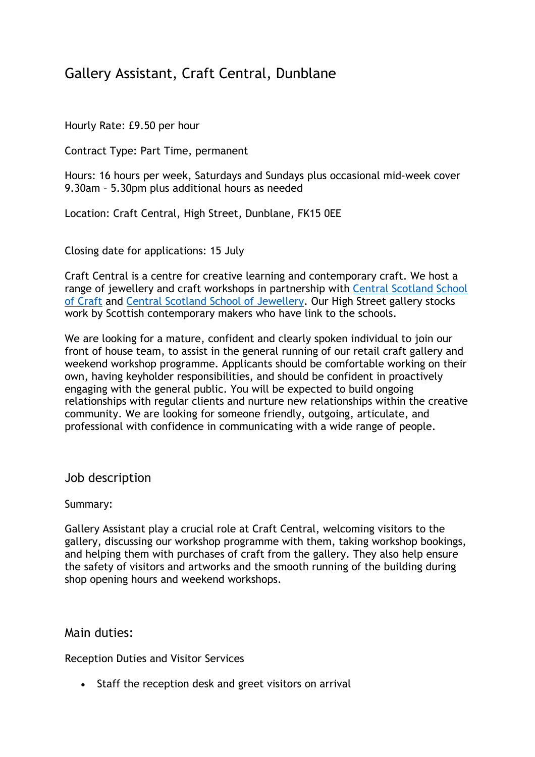# Gallery Assistant, Craft Central, Dunblane

Hourly Rate: £9.50 per hour

Contract Type: Part Time, permanent

Hours: 16 hours per week, Saturdays and Sundays plus occasional mid-week cover 9.30am – 5.30pm plus additional hours as needed

Location: Craft Central, High Street, Dunblane, FK15 0EE

Closing date for applications: 15 July

Craft Central is a centre for creative learning and contemporary craft. We host a range of jewellery and craft workshops in partnership with Central Scotland School of Craft and Central Scotland School of Jewellery. Our High Street gallery stocks work by Scottish contemporary makers who have link to the schools.

We are looking for a mature, confident and clearly spoken individual to join our front of house team, to assist in the general running of our retail craft gallery and weekend workshop programme. Applicants should be comfortable working on their own, having keyholder responsibilities, and should be confident in proactively engaging with the general public. You will be expected to build ongoing relationships with regular clients and nurture new relationships within the creative community. We are looking for someone friendly, outgoing, articulate, and professional with confidence in communicating with a wide range of people.

## Job description

Summary:

Gallery Assistant play a crucial role at Craft Central, welcoming visitors to the gallery, discussing our workshop programme with them, taking workshop bookings, and helping them with purchases of craft from the gallery. They also help ensure the safety of visitors and artworks and the smooth running of the building during shop opening hours and weekend workshops.

## Main duties:

Reception Duties and Visitor Services

- Staff the reception desk and greet visitors on arrival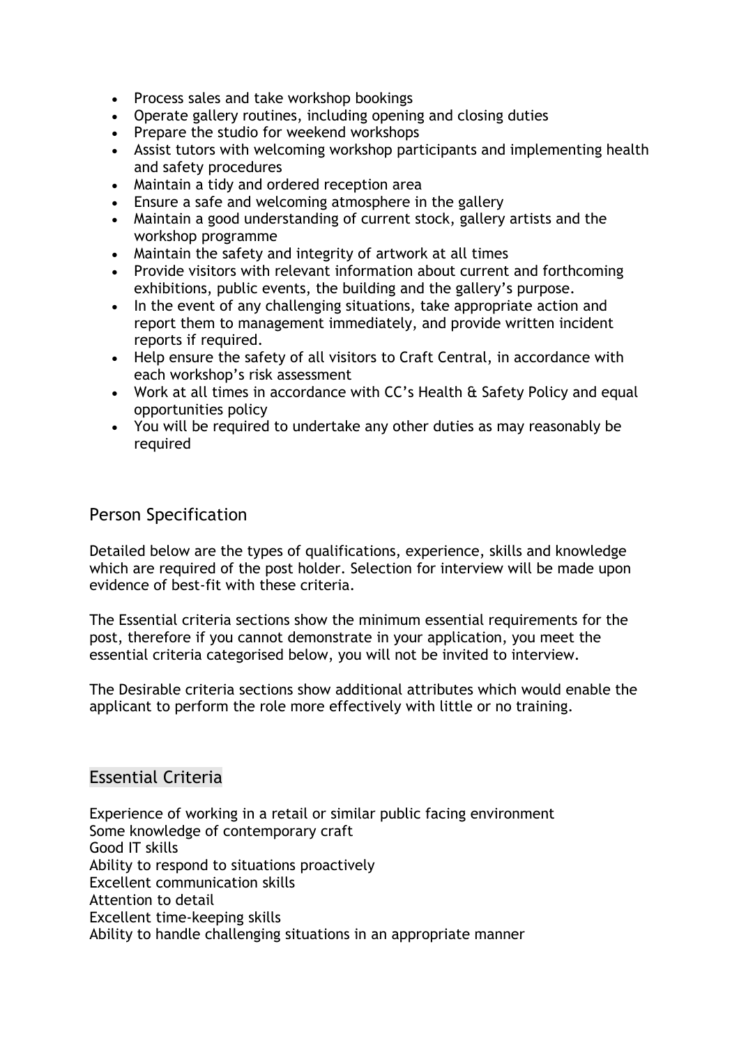- Process sales and take workshop bookings
- Operate gallery routines, including opening and closing duties
- Prepare the studio for weekend workshops
- Assist tutors with welcoming workshop participants and implementing health and safety procedures
- Maintain a tidy and ordered reception area
- Ensure a safe and welcoming atmosphere in the gallery
- Maintain a good understanding of current stock, gallery artists and the workshop programme
- Maintain the safety and integrity of artwork at all times
- Provide visitors with relevant information about current and forthcoming exhibitions, public events, the building and the gallery's purpose.
- In the event of any challenging situations, take appropriate action and report them to management immediately, and provide written incident reports if required.
- Help ensure the safety of all visitors to Craft Central, in accordance with each workshop's risk assessment
- Work at all times in accordance with CC's Health & Safety Policy and equal opportunities policy
- You will be required to undertake any other duties as may reasonably be required

## Person Specification

Detailed below are the types of qualifications, experience, skills and knowledge which are required of the post holder. Selection for interview will be made upon evidence of best-fit with these criteria.

The Essential criteria sections show the minimum essential requirements for the post, therefore if you cannot demonstrate in your application, you meet the essential criteria categorised below, you will not be invited to interview.

The Desirable criteria sections show additional attributes which would enable the applicant to perform the role more effectively with little or no training.

## Essential Criteria

Experience of working in a retail or similar public facing environment
Some knowledge of contemporary craft
Good IT skills
Ability to respond to situations proactively
Excellent communication skills
Attention to detail
Excellent time-keeping skills
Ability to handle challenging situations in an appropriate manner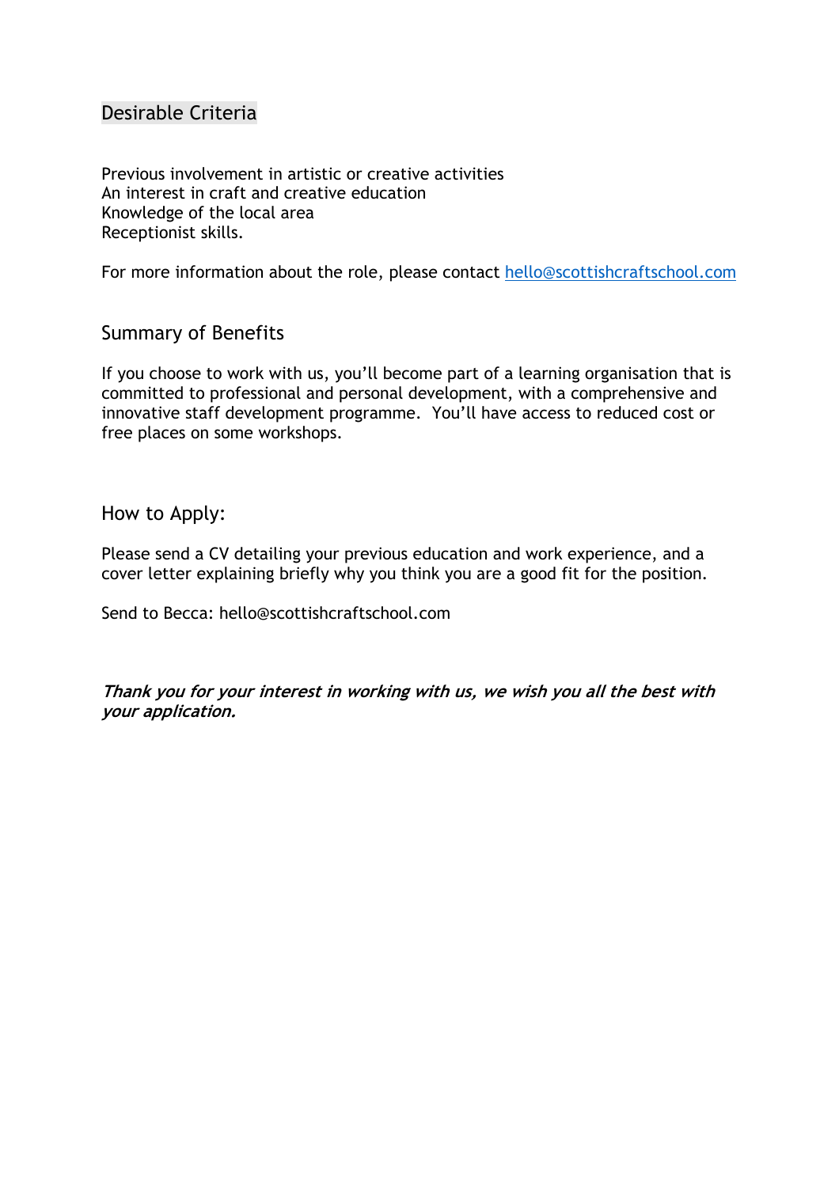## Desirable Criteria

Previous involvement in artistic or creative activities
An interest in craft and creative education
Knowledge of the local area
Receptionist skills.

For more information about the role, please contact hello@scottishcraftschool.com

## Summary of Benefits

If you choose to work with us, you'll become part of a learning organisation that is committed to professional and personal development, with a comprehensive and innovative staff development programme. You'll have access to reduced cost or free places on some workshops.

## How to Apply:

Please send a CV detailing your previous education and work experience, and a cover letter explaining briefly why you think you are a good fit for the position.

Send to Becca: hello@scottishcraftschool.com

***Thank you for your interest in working with us, we wish you all the best with your application.***